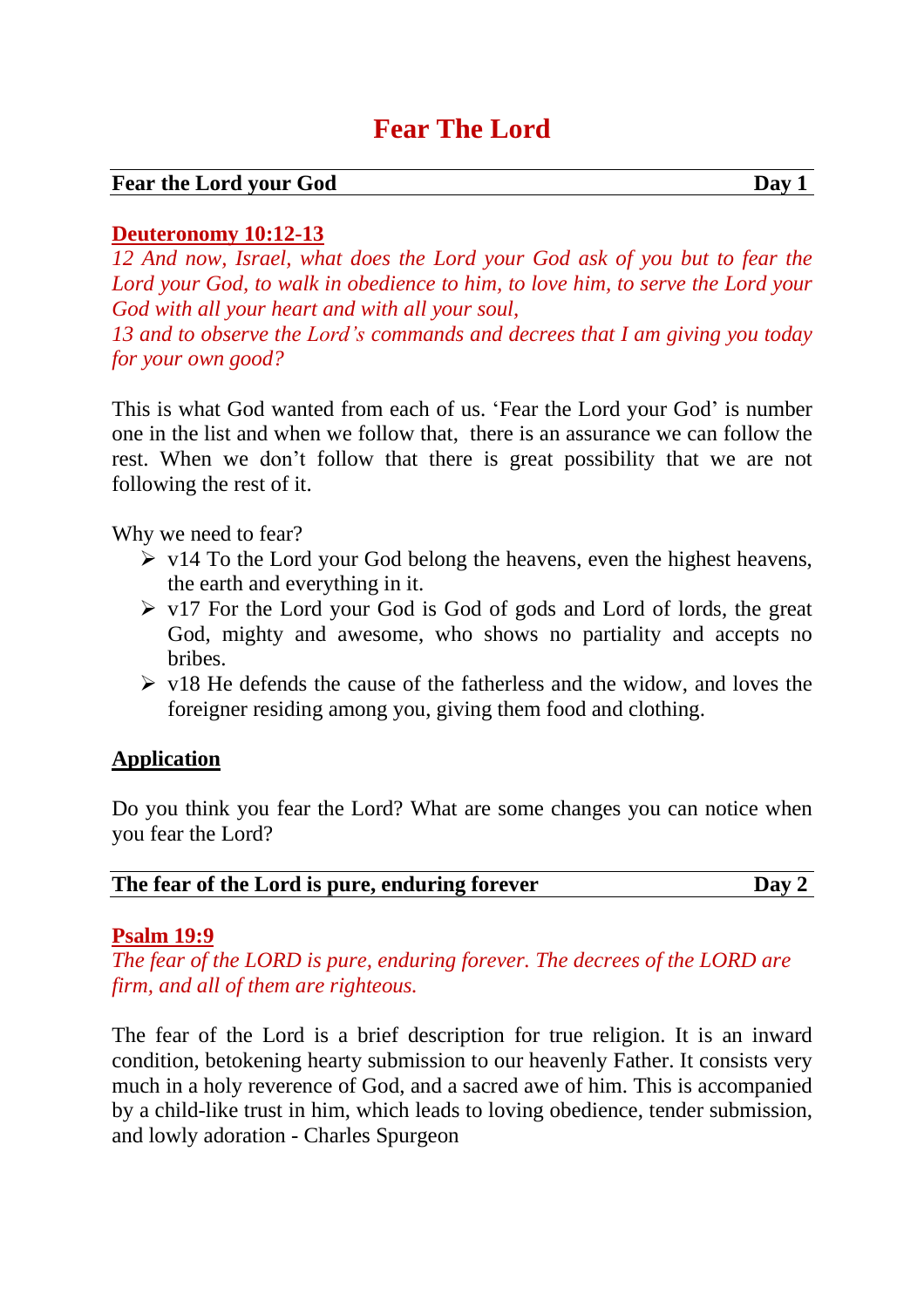# Fear The Lord

**Fear the Lord your God** **Day 1**

**Deuteronomy 10:12-13**

*12 And now, Israel, what does the Lord your God ask of you but to fear the Lord your God, to walk in obedience to him, to love him, to serve the Lord your God with all your heart and with all your soul,*
*13 and to observe the Lord's commands and decrees that I am giving you today for your own good?*

This is what God wanted from each of us. 'Fear the Lord your God' is number one in the list and when we follow that, there is an assurance we can follow the rest. When we don't follow that there is great possibility that we are not following the rest of it.

Why we need to fear?

- v14 To the Lord your God belong the heavens, even the highest heavens, the earth and everything in it.
- v17 For the Lord your God is God of gods and Lord of lords, the great God, mighty and awesome, who shows no partiality and accepts no bribes.
- v18 He defends the cause of the fatherless and the widow, and loves the foreigner residing among you, giving them food and clothing.

**Application**

Do you think you fear the Lord? What are some changes you can notice when you fear the Lord?

**The fear of the Lord is pure, enduring forever** **Day 2**

**Psalm 19:9**

*The fear of the LORD is pure, enduring forever. The decrees of the LORD are firm, and all of them are righteous.*

The fear of the Lord is a brief description for true religion. It is an inward condition, betokening hearty submission to our heavenly Father. It consists very much in a holy reverence of God, and a sacred awe of him. This is accompanied by a child-like trust in him, which leads to loving obedience, tender submission, and lowly adoration - Charles Spurgeon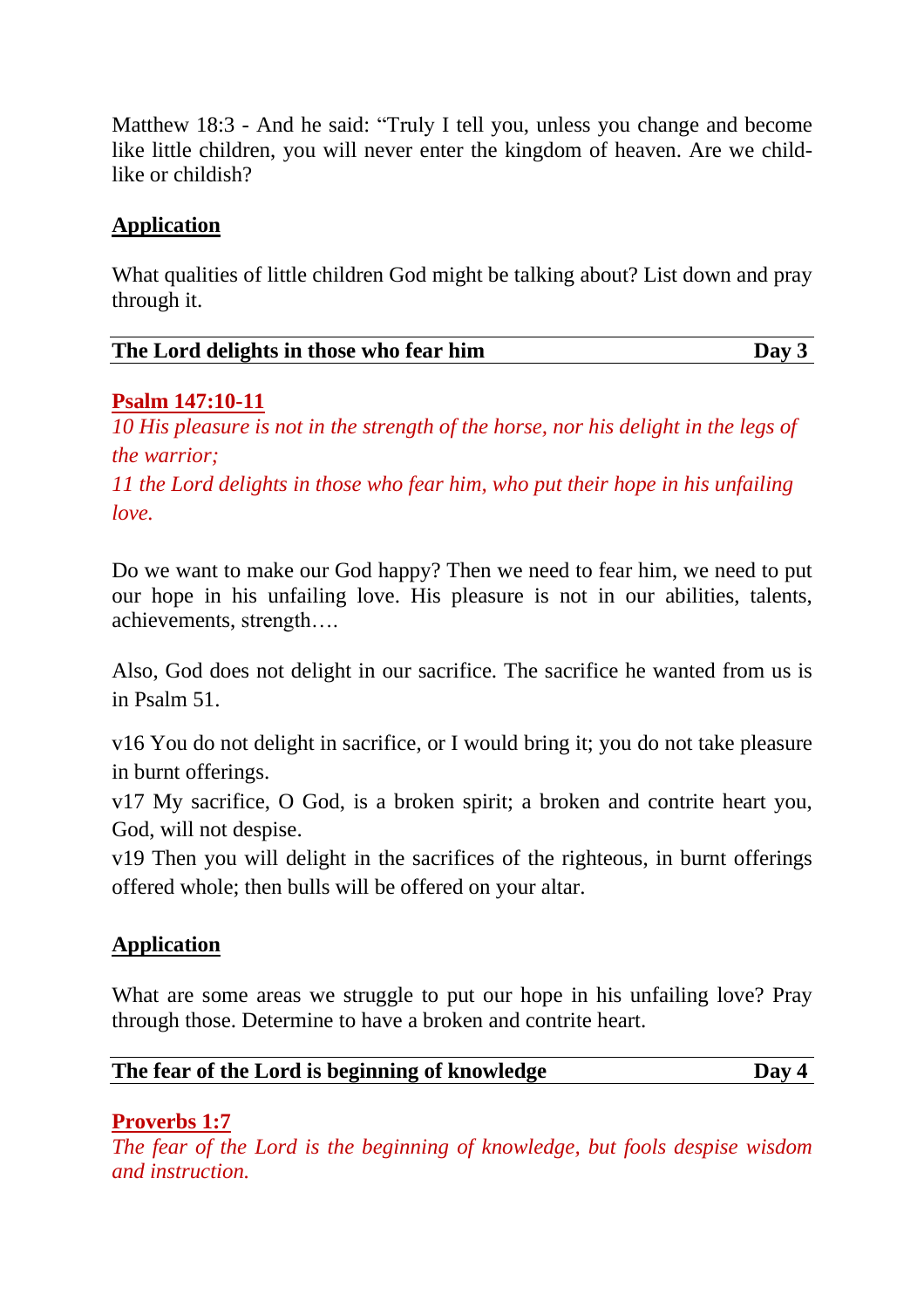Matthew 18:3 - And he said: “Truly I tell you, unless you change and become like little children, you will never enter the kingdom of heaven. Are we child-like or childish?

**Application**

What qualities of little children God might be talking about? List down and pray through it.

## The Lord delights in those who fear him — Day 3

**Psalm 147:10-11**

*10 His pleasure is not in the strength of the horse, nor his delight in the legs of the warrior;*
*11 the Lord delights in those who fear him, who put their hope in his unfailing love.*

Do we want to make our God happy? Then we need to fear him, we need to put our hope in his unfailing love. His pleasure is not in our abilities, talents, achievements, strength….

Also, God does not delight in our sacrifice. The sacrifice he wanted from us is in Psalm 51.

v16 You do not delight in sacrifice, or I would bring it; you do not take pleasure in burnt offerings.
v17 My sacrifice, O God, is a broken spirit; a broken and contrite heart you, God, will not despise.
v19 Then you will delight in the sacrifices of the righteous, in burnt offerings offered whole; then bulls will be offered on your altar.

**Application**

What are some areas we struggle to put our hope in his unfailing love? Pray through those. Determine to have a broken and contrite heart.

## The fear of the Lord is beginning of knowledge — Day 4

**Proverbs 1:7**

*The fear of the Lord is the beginning of knowledge, but fools despise wisdom and instruction.*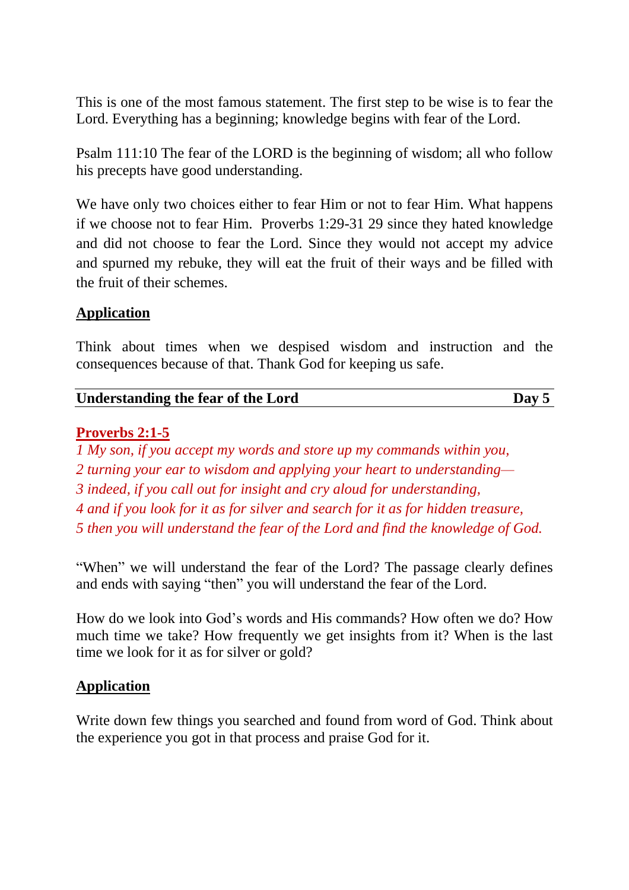This is one of the most famous statement. The first step to be wise is to fear the Lord. Everything has a beginning; knowledge begins with fear of the Lord.

Psalm 111:10 The fear of the LORD is the beginning of wisdom; all who follow his precepts have good understanding.

We have only two choices either to fear Him or not to fear Him. What happens if we choose not to fear Him. Proverbs 1:29-31 29 since they hated knowledge and did not choose to fear the Lord. Since they would not accept my advice and spurned my rebuke, they will eat the fruit of their ways and be filled with the fruit of their schemes.

**Application**

Think about times when we despised wisdom and instruction and the consequences because of that. Thank God for keeping us safe.

## Understanding the fear of the Lord — Day 5

**Proverbs 2:1-5**

*1 My son, if you accept my words and store up my commands within you,*
*2 turning your ear to wisdom and applying your heart to understanding—*
*3 indeed, if you call out for insight and cry aloud for understanding,*
*4 and if you look for it as for silver and search for it as for hidden treasure,*
*5 then you will understand the fear of the Lord and find the knowledge of God.*

"When" we will understand the fear of the Lord? The passage clearly defines and ends with saying "then" you will understand the fear of the Lord.

How do we look into God's words and His commands? How often we do? How much time we take? How frequently we get insights from it? When is the last time we look for it as for silver or gold?

**Application**

Write down few things you searched and found from word of God. Think about the experience you got in that process and praise God for it.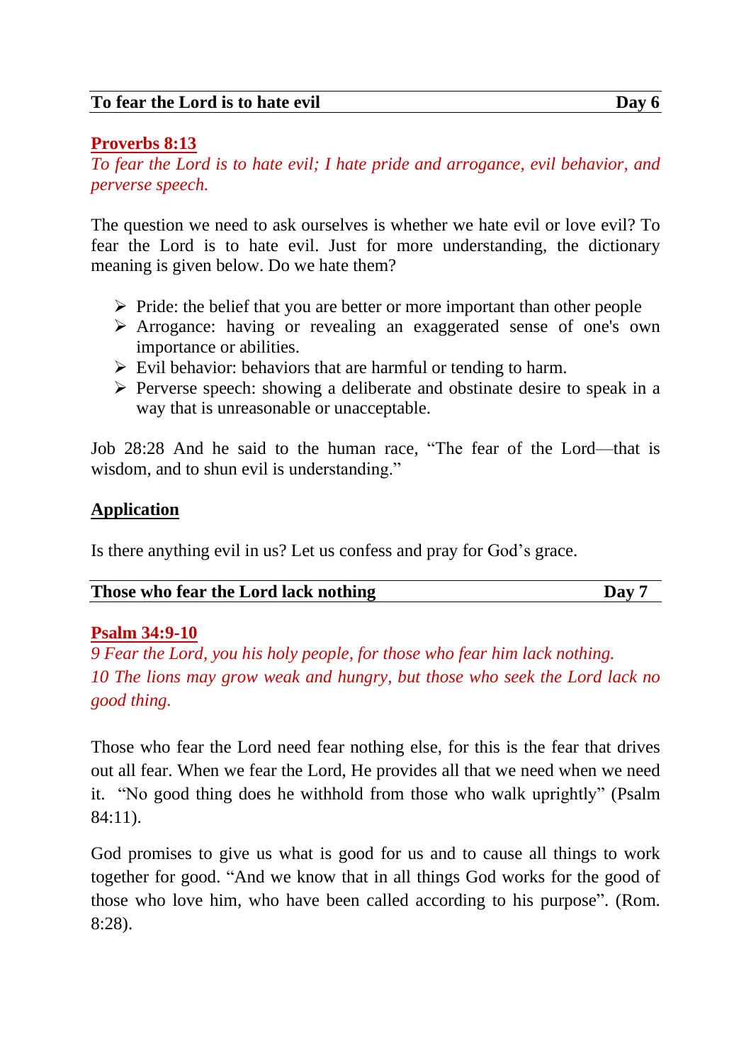## To fear the Lord is to hate evil — Day 6

**Proverbs 8:13**

*To fear the Lord is to hate evil; I hate pride and arrogance, evil behavior, and perverse speech.*

The question we need to ask ourselves is whether we hate evil or love evil? To fear the Lord is to hate evil. Just for more understanding, the dictionary meaning is given below. Do we hate them?

- Pride: the belief that you are better or more important than other people
- Arrogance: having or revealing an exaggerated sense of one's own importance or abilities.
- Evil behavior: behaviors that are harmful or tending to harm.
- Perverse speech: showing a deliberate and obstinate desire to speak in a way that is unreasonable or unacceptable.

Job 28:28 And he said to the human race, "The fear of the Lord—that is wisdom, and to shun evil is understanding."

**Application**

Is there anything evil in us? Let us confess and pray for God's grace.

## Those who fear the Lord lack nothing — Day 7

**Psalm 34:9-10**

*9 Fear the Lord, you his holy people, for those who fear him lack nothing.*
*10 The lions may grow weak and hungry, but those who seek the Lord lack no good thing.*

Those who fear the Lord need fear nothing else, for this is the fear that drives out all fear. When we fear the Lord, He provides all that we need when we need it. "No good thing does he withhold from those who walk uprightly" (Psalm 84:11).

God promises to give us what is good for us and to cause all things to work together for good. "And we know that in all things God works for the good of those who love him, who have been called according to his purpose". (Rom. 8:28).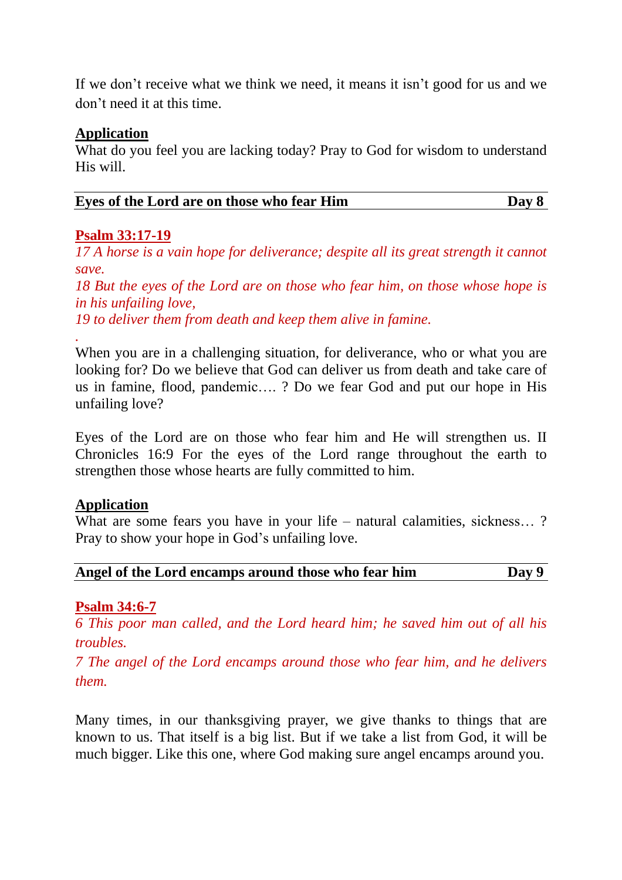If we don't receive what we think we need, it means it isn't good for us and we don't need it at this time.

**Application**

What do you feel you are lacking today? Pray to God for wisdom to understand His will.

## Eyes of the Lord are on those who fear Him — Day 8

**Psalm 33:17-19**

*17 A horse is a vain hope for deliverance; despite all its great strength it cannot save.*

*18 But the eyes of the Lord are on those who fear him, on those whose hope is in his unfailing love,*

*19 to deliver them from death and keep them alive in famine.*

.

When you are in a challenging situation, for deliverance, who or what you are looking for? Do we believe that God can deliver us from death and take care of us in famine, flood, pandemic…. ? Do we fear God and put our hope in His unfailing love?

Eyes of the Lord are on those who fear him and He will strengthen us. II Chronicles 16:9 For the eyes of the Lord range throughout the earth to strengthen those whose hearts are fully committed to him.

**Application**

What are some fears you have in your life – natural calamities, sickness… ? Pray to show your hope in God's unfailing love.

## Angel of the Lord encamps around those who fear him — Day 9

**Psalm 34:6-7**

*6 This poor man called, and the Lord heard him; he saved him out of all his troubles.*

*7 The angel of the Lord encamps around those who fear him, and he delivers them.*

Many times, in our thanksgiving prayer, we give thanks to things that are known to us. That itself is a big list. But if we take a list from God, it will be much bigger. Like this one, where God making sure angel encamps around you.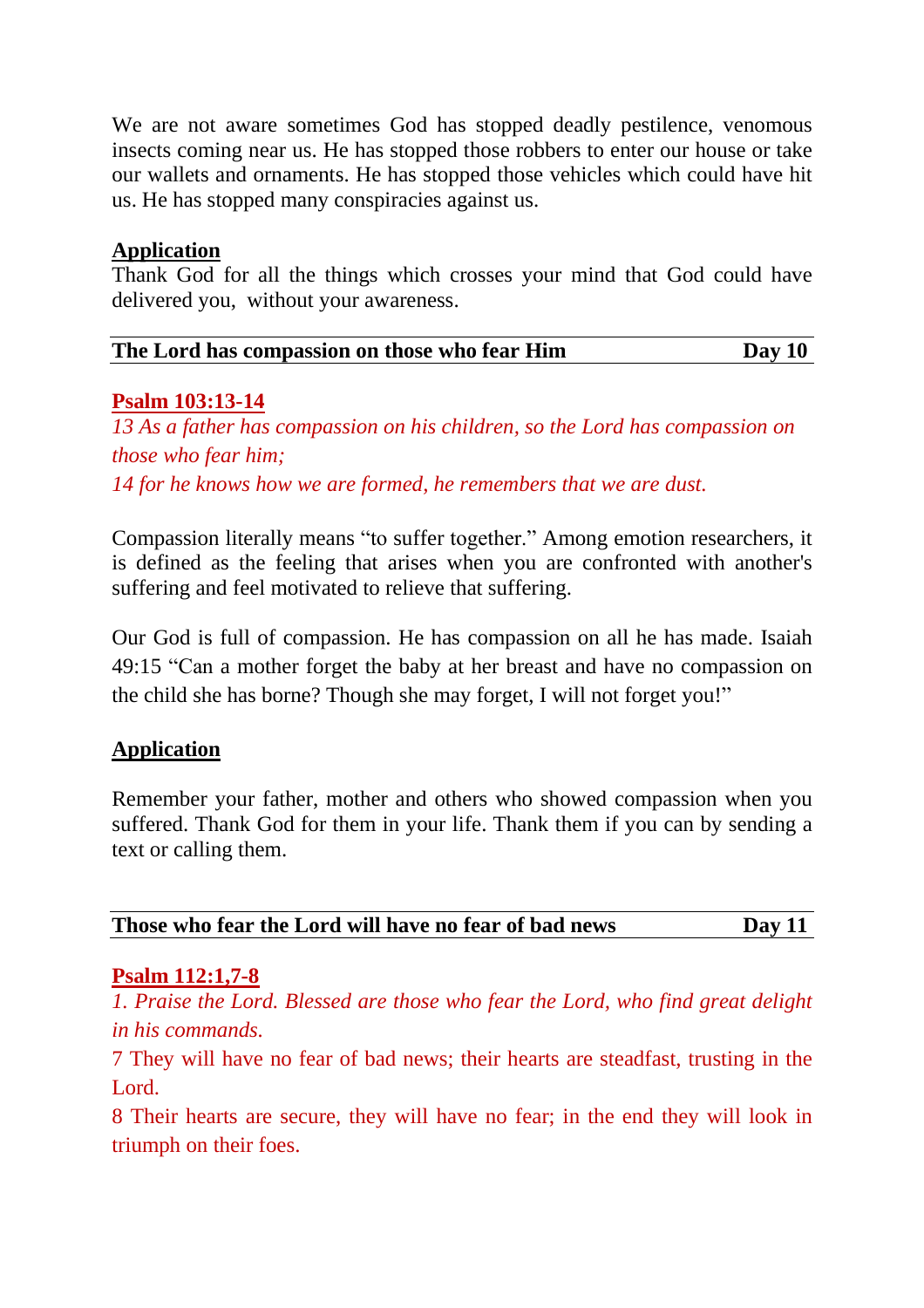We are not aware sometimes God has stopped deadly pestilence, venomous insects coming near us. He has stopped those robbers to enter our house or take our wallets and ornaments. He has stopped those vehicles which could have hit us. He has stopped many conspiracies against us.

**Application**

Thank God for all the things which crosses your mind that God could have delivered you, without your awareness.

## The Lord has compassion on those who fear Him — Day 10

**Psalm 103:13-14**

*13 As a father has compassion on his children, so the Lord has compassion on those who fear him;*
*14 for he knows how we are formed, he remembers that we are dust.*

Compassion literally means "to suffer together." Among emotion researchers, it is defined as the feeling that arises when you are confronted with another's suffering and feel motivated to relieve that suffering.

Our God is full of compassion. He has compassion on all he has made. Isaiah 49:15 "Can a mother forget the baby at her breast and have no compassion on the child she has borne? Though she may forget, I will not forget you!"

**Application**

Remember your father, mother and others who showed compassion when you suffered. Thank God for them in your life. Thank them if you can by sending a text or calling them.

## Those who fear the Lord will have no fear of bad news — Day 11

**Psalm 112:1,7-8**

*1. Praise the Lord. Blessed are those who fear the Lord, who find great delight in his commands.*

7 They will have no fear of bad news; their hearts are steadfast, trusting in the Lord.

8 Their hearts are secure, they will have no fear; in the end they will look in triumph on their foes.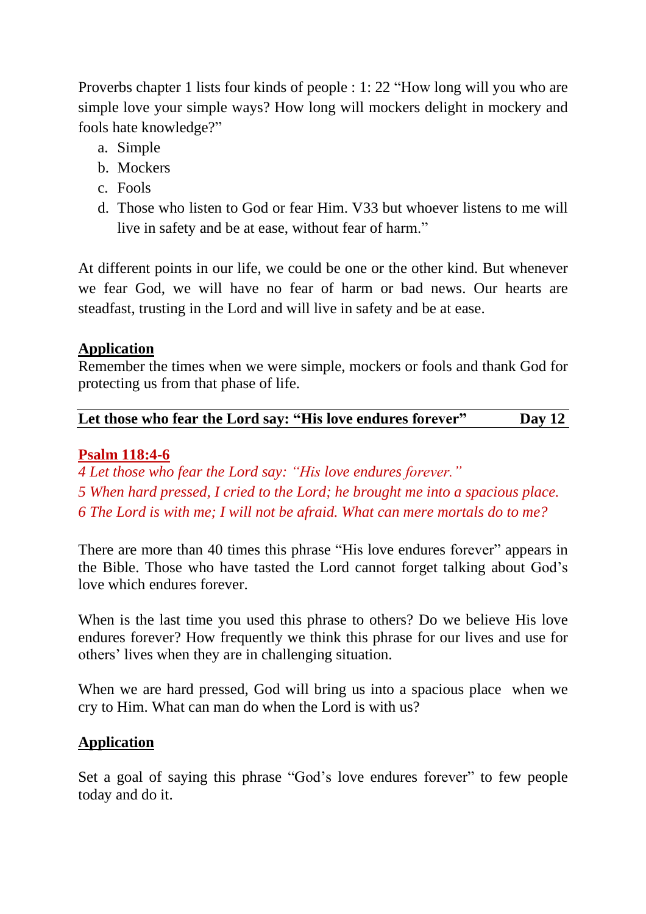Proverbs chapter 1 lists four kinds of people : 1: 22 “How long will you who are simple love your simple ways? How long will mockers delight in mockery and fools hate knowledge?”

a. Simple
b. Mockers
c. Fools
d. Those who listen to God or fear Him. V33 but whoever listens to me will live in safety and be at ease, without fear of harm.”

At different points in our life, we could be one or the other kind. But whenever we fear God, we will have no fear of harm or bad news. Our hearts are steadfast, trusting in the Lord and will live in safety and be at ease.

**Application**

Remember the times when we were simple, mockers or fools and thank God for protecting us from that phase of life.

---

## Let those who fear the Lord say: “His love endures forever” — Day 12

**Psalm 118:4-6**

*4 Let those who fear the Lord say: “His love endures forever.”*
*5 When hard pressed, I cried to the Lord; he brought me into a spacious place.*
*6 The Lord is with me; I will not be afraid. What can mere mortals do to me?*

There are more than 40 times this phrase “His love endures forever” appears in the Bible. Those who have tasted the Lord cannot forget talking about God’s love which endures forever.

When is the last time you used this phrase to others? Do we believe His love endures forever? How frequently we think this phrase for our lives and use for others’ lives when they are in challenging situation.

When we are hard pressed, God will bring us into a spacious place when we cry to Him. What can man do when the Lord is with us?

**Application**

Set a goal of saying this phrase “God’s love endures forever” to few people today and do it.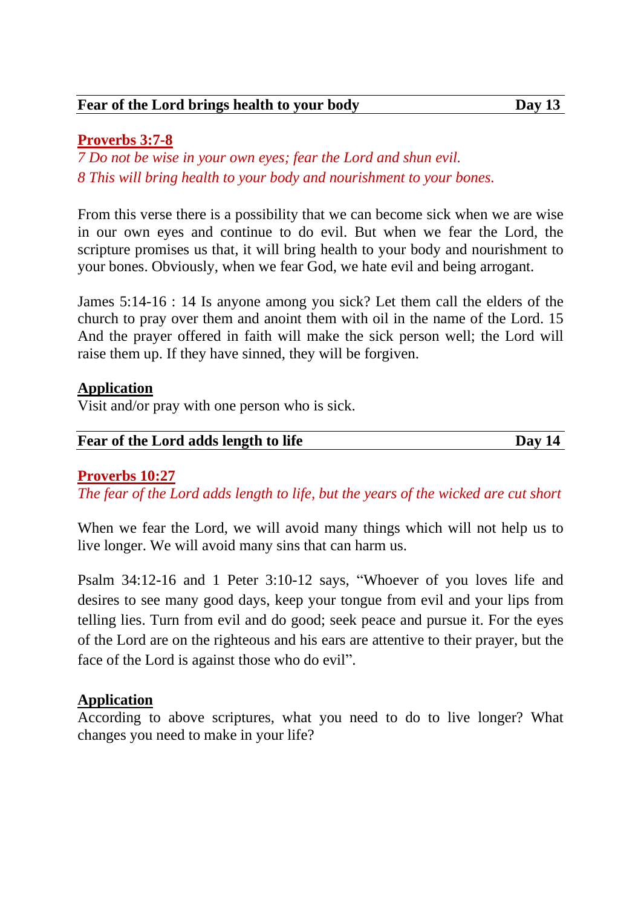## Fear of the Lord brings health to your body — Day 13

**Proverbs 3:7-8**

*7 Do not be wise in your own eyes; fear the Lord and shun evil.*
*8 This will bring health to your body and nourishment to your bones.*

From this verse there is a possibility that we can become sick when we are wise in our own eyes and continue to do evil. But when we fear the Lord, the scripture promises us that, it will bring health to your body and nourishment to your bones. Obviously, when we fear God, we hate evil and being arrogant.

James 5:14-16 : 14 Is anyone among you sick? Let them call the elders of the church to pray over them and anoint them with oil in the name of the Lord. 15 And the prayer offered in faith will make the sick person well; the Lord will raise them up. If they have sinned, they will be forgiven.

**Application**

Visit and/or pray with one person who is sick.

## Fear of the Lord adds length to life — Day 14

**Proverbs 10:27**

*The fear of the Lord adds length to life, but the years of the wicked are cut short*

When we fear the Lord, we will avoid many things which will not help us to live longer. We will avoid many sins that can harm us.

Psalm 34:12-16 and 1 Peter 3:10-12 says, "Whoever of you loves life and desires to see many good days, keep your tongue from evil and your lips from telling lies. Turn from evil and do good; seek peace and pursue it. For the eyes of the Lord are on the righteous and his ears are attentive to their prayer, but the face of the Lord is against those who do evil".

**Application**

According to above scriptures, what you need to do to live longer? What changes you need to make in your life?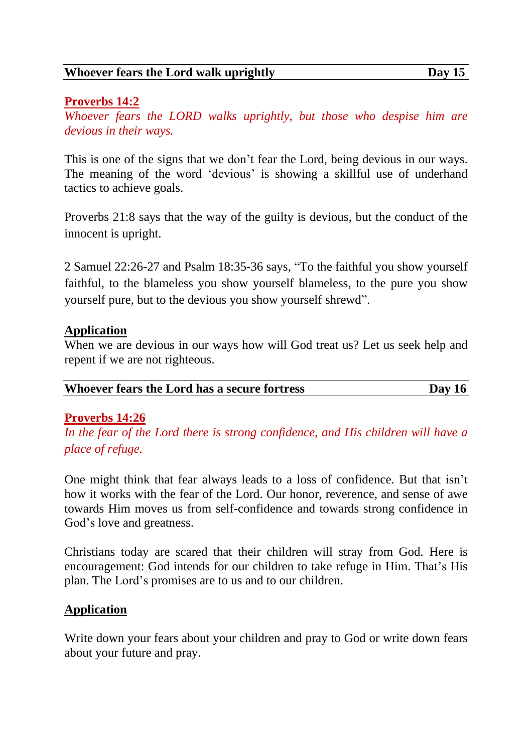## Whoever fears the Lord walk uprightly — Day 15

**Proverbs 14:2**

*Whoever fears the LORD walks uprightly, but those who despise him are devious in their ways.*

This is one of the signs that we don't fear the Lord, being devious in our ways. The meaning of the word 'devious' is showing a skillful use of underhand tactics to achieve goals.

Proverbs 21:8 says that the way of the guilty is devious, but the conduct of the innocent is upright.

2 Samuel 22:26-27 and Psalm 18:35-36 says, "To the faithful you show yourself faithful, to the blameless you show yourself blameless, to the pure you show yourself pure, but to the devious you show yourself shrewd".

**Application**

When we are devious in our ways how will God treat us? Let us seek help and repent if we are not righteous.

## Whoever fears the Lord has a secure fortress — Day 16

**Proverbs 14:26**

*In the fear of the Lord there is strong confidence, and His children will have a place of refuge.*

One might think that fear always leads to a loss of confidence. But that isn't how it works with the fear of the Lord. Our honor, reverence, and sense of awe towards Him moves us from self-confidence and towards strong confidence in God's love and greatness.

Christians today are scared that their children will stray from God. Here is encouragement: God intends for our children to take refuge in Him. That's His plan. The Lord's promises are to us and to our children.

**Application**

Write down your fears about your children and pray to God or write down fears about your future and pray.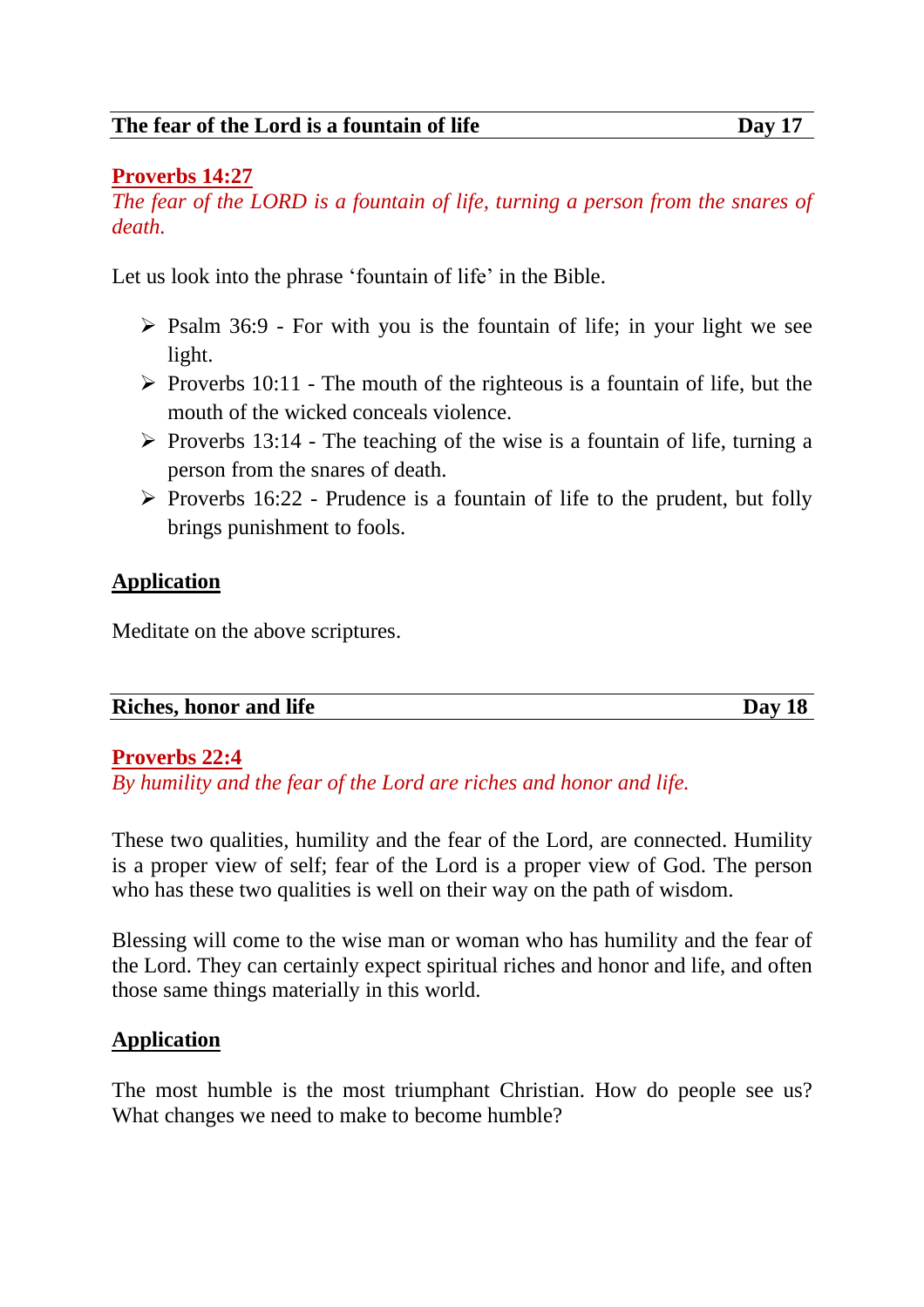## The fear of the Lord is a fountain of life — Day 17

**Proverbs 14:27**

*The fear of the LORD is a fountain of life, turning a person from the snares of death.*

Let us look into the phrase 'fountain of life' in the Bible.

- Psalm 36:9 - For with you is the fountain of life; in your light we see light.
- Proverbs 10:11 - The mouth of the righteous is a fountain of life, but the mouth of the wicked conceals violence.
- Proverbs 13:14 - The teaching of the wise is a fountain of life, turning a person from the snares of death.
- Proverbs 16:22 - Prudence is a fountain of life to the prudent, but folly brings punishment to fools.

**Application**

Meditate on the above scriptures.

## Riches, honor and life — Day 18

**Proverbs 22:4**

*By humility and the fear of the Lord are riches and honor and life.*

These two qualities, humility and the fear of the Lord, are connected. Humility is a proper view of self; fear of the Lord is a proper view of God. The person who has these two qualities is well on their way on the path of wisdom.

Blessing will come to the wise man or woman who has humility and the fear of the Lord. They can certainly expect spiritual riches and honor and life, and often those same things materially in this world.

**Application**

The most humble is the most triumphant Christian. How do people see us? What changes we need to make to become humble?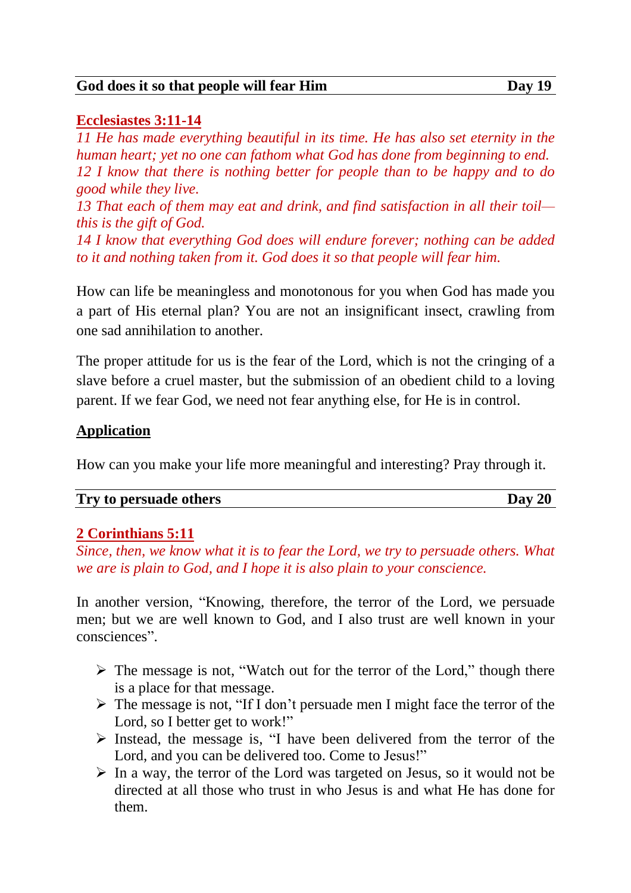## God does it so that people will fear Him — Day 19

**Ecclesiastes 3:11-14**

*11 He has made everything beautiful in its time. He has also set eternity in the human heart; yet no one can fathom what God has done from beginning to end.*
*12 I know that there is nothing better for people than to be happy and to do good while they live.*
*13 That each of them may eat and drink, and find satisfaction in all their toil—this is the gift of God.*
*14 I know that everything God does will endure forever; nothing can be added to it and nothing taken from it. God does it so that people will fear him.*

How can life be meaningless and monotonous for you when God has made you a part of His eternal plan? You are not an insignificant insect, crawling from one sad annihilation to another.

The proper attitude for us is the fear of the Lord, which is not the cringing of a slave before a cruel master, but the submission of an obedient child to a loving parent. If we fear God, we need not fear anything else, for He is in control.

**Application**

How can you make your life more meaningful and interesting? Pray through it.

## Try to persuade others — Day 20

**2 Corinthians 5:11**

*Since, then, we know what it is to fear the Lord, we try to persuade others. What we are is plain to God, and I hope it is also plain to your conscience.*

In another version, "Knowing, therefore, the terror of the Lord, we persuade men; but we are well known to God, and I also trust are well known in your consciences".

- The message is not, "Watch out for the terror of the Lord," though there is a place for that message.
- The message is not, "If I don't persuade men I might face the terror of the Lord, so I better get to work!"
- Instead, the message is, "I have been delivered from the terror of the Lord, and you can be delivered too. Come to Jesus!"
- In a way, the terror of the Lord was targeted on Jesus, so it would not be directed at all those who trust in who Jesus is and what He has done for them.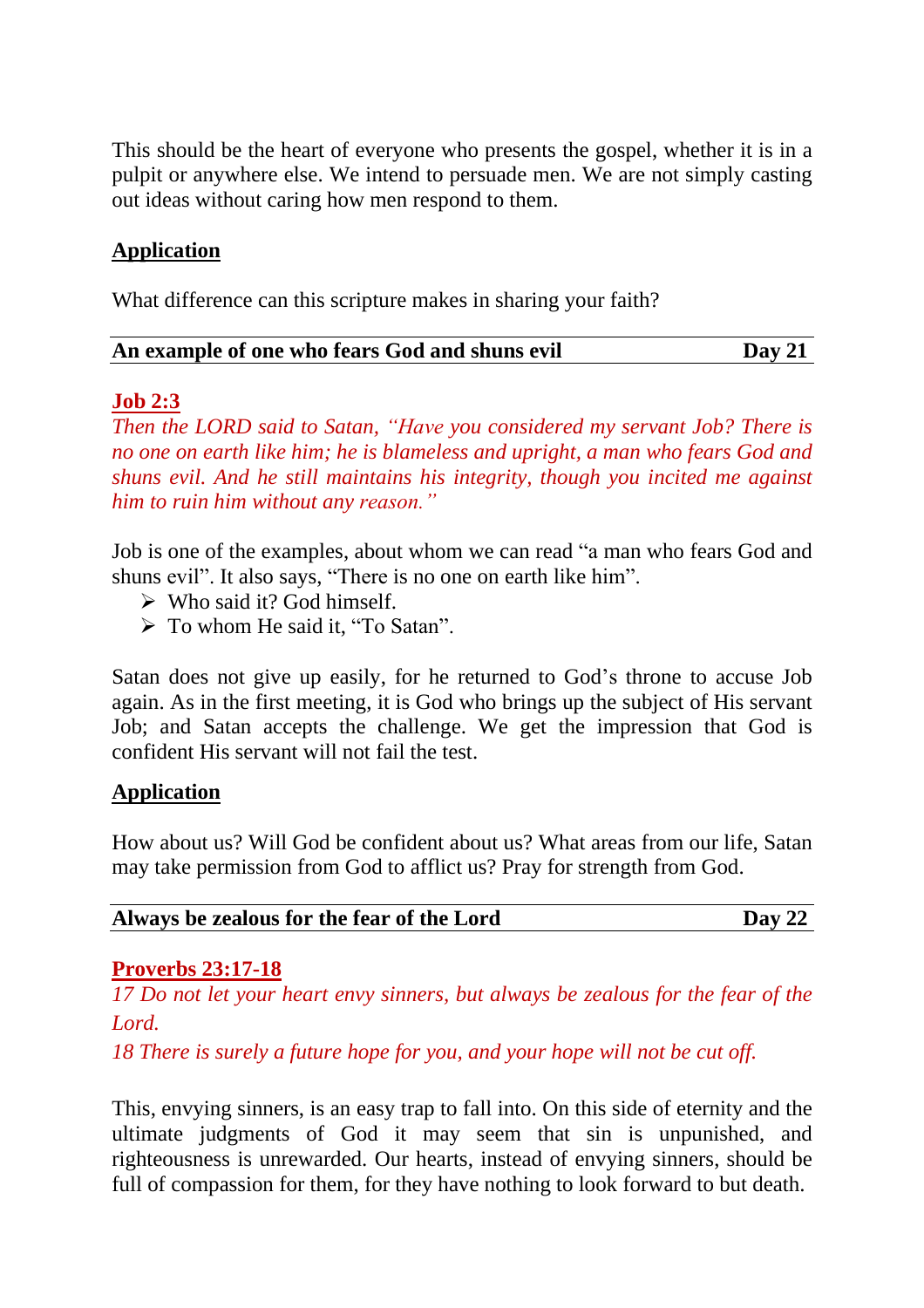This should be the heart of everyone who presents the gospel, whether it is in a pulpit or anywhere else. We intend to persuade men. We are not simply casting out ideas without caring how men respond to them.

**Application**

What difference can this scripture makes in sharing your faith?

## An example of one who fears God and shuns evil — Day 21

**Job 2:3**

*Then the LORD said to Satan, "Have you considered my servant Job? There is no one on earth like him; he is blameless and upright, a man who fears God and shuns evil. And he still maintains his integrity, though you incited me against him to ruin him without any reason."*

Job is one of the examples, about whom we can read "a man who fears God and shuns evil". It also says, "There is no one on earth like him".

- Who said it? God himself.
- To whom He said it, "To Satan".

Satan does not give up easily, for he returned to God's throne to accuse Job again. As in the first meeting, it is God who brings up the subject of His servant Job; and Satan accepts the challenge. We get the impression that God is confident His servant will not fail the test.

**Application**

How about us? Will God be confident about us? What areas from our life, Satan may take permission from God to afflict us? Pray for strength from God.

## Always be zealous for the fear of the Lord — Day 22

**Proverbs 23:17-18**

*17 Do not let your heart envy sinners, but always be zealous for the fear of the Lord.*
*18 There is surely a future hope for you, and your hope will not be cut off.*

This, envying sinners, is an easy trap to fall into. On this side of eternity and the ultimate judgments of God it may seem that sin is unpunished, and righteousness is unrewarded. Our hearts, instead of envying sinners, should be full of compassion for them, for they have nothing to look forward to but death.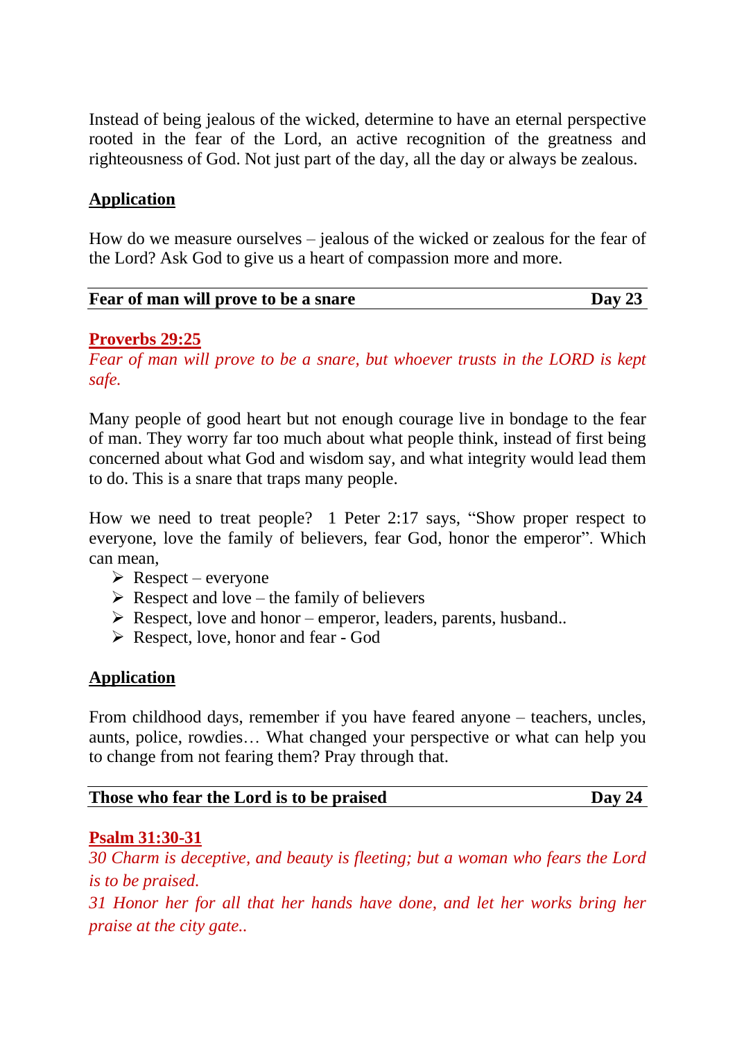Instead of being jealous of the wicked, determine to have an eternal perspective rooted in the fear of the Lord, an active recognition of the greatness and righteousness of God. Not just part of the day, all the day or always be zealous.

**Application**

How do we measure ourselves – jealous of the wicked or zealous for the fear of the Lord? Ask God to give us a heart of compassion more and more.

## Fear of man will prove to be a snare — Day 23

**Proverbs 29:25**

*Fear of man will prove to be a snare, but whoever trusts in the LORD is kept safe.*

Many people of good heart but not enough courage live in bondage to the fear of man. They worry far too much about what people think, instead of first being concerned about what God and wisdom say, and what integrity would lead them to do. This is a snare that traps many people.

How we need to treat people? 1 Peter 2:17 says, "Show proper respect to everyone, love the family of believers, fear God, honor the emperor". Which can mean,

- Respect – everyone
- Respect and love – the family of believers
- Respect, love and honor – emperor, leaders, parents, husband..
- Respect, love, honor and fear - God

**Application**

From childhood days, remember if you have feared anyone – teachers, uncles, aunts, police, rowdies… What changed your perspective or what can help you to change from not fearing them? Pray through that.

## Those who fear the Lord is to be praised — Day 24

**Psalm 31:30-31**

*30 Charm is deceptive, and beauty is fleeting; but a woman who fears the Lord is to be praised.*

*31 Honor her for all that her hands have done, and let her works bring her praise at the city gate..*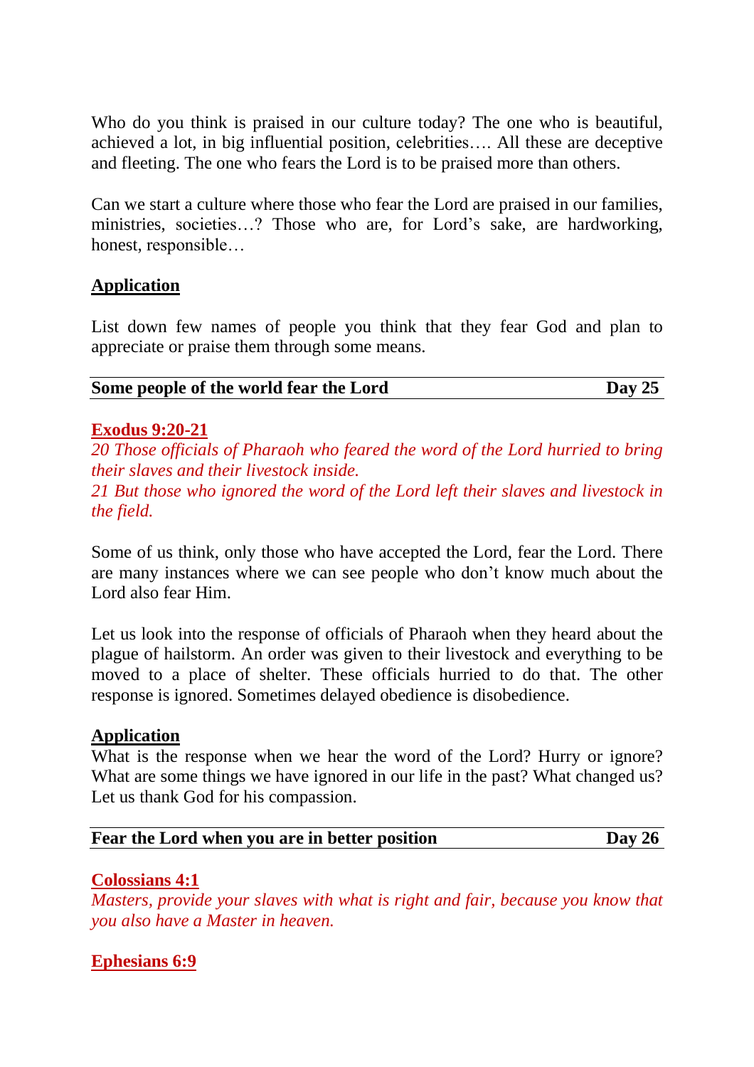Who do you think is praised in our culture today? The one who is beautiful, achieved a lot, in big influential position, celebrities…. All these are deceptive and fleeting. The one who fears the Lord is to be praised more than others.

Can we start a culture where those who fear the Lord are praised in our families, ministries, societies…? Those who are, for Lord's sake, are hardworking, honest, responsible…

**Application**

List down few names of people you think that they fear God and plan to appreciate or praise them through some means.

## Some people of the world fear the Lord — Day 25

**Exodus 9:20-21**

*20 Those officials of Pharaoh who feared the word of the Lord hurried to bring their slaves and their livestock inside.*
*21 But those who ignored the word of the Lord left their slaves and livestock in the field.*

Some of us think, only those who have accepted the Lord, fear the Lord. There are many instances where we can see people who don't know much about the Lord also fear Him.

Let us look into the response of officials of Pharaoh when they heard about the plague of hailstorm. An order was given to their livestock and everything to be moved to a place of shelter. These officials hurried to do that. The other response is ignored. Sometimes delayed obedience is disobedience.

**Application**

What is the response when we hear the word of the Lord? Hurry or ignore? What are some things we have ignored in our life in the past? What changed us? Let us thank God for his compassion.

## Fear the Lord when you are in better position — Day 26

**Colossians 4:1**

*Masters, provide your slaves with what is right and fair, because you know that you also have a Master in heaven.*

**Ephesians 6:9**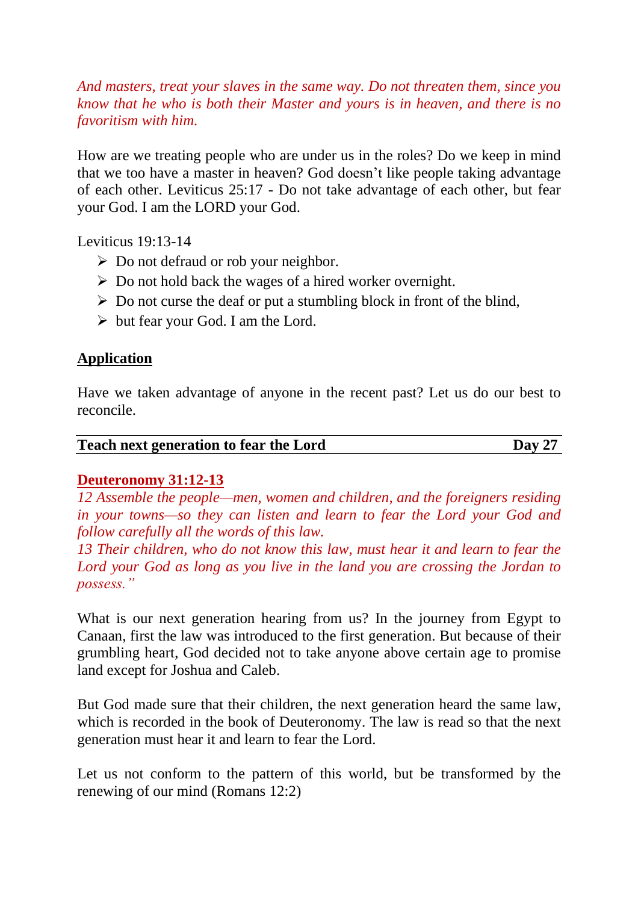*And masters, treat your slaves in the same way. Do not threaten them, since you know that he who is both their Master and yours is in heaven, and there is no favoritism with him.*

How are we treating people who are under us in the roles? Do we keep in mind that we too have a master in heaven? God doesn't like people taking advantage of each other. Leviticus 25:17 - Do not take advantage of each other, but fear your God. I am the LORD your God.

Leviticus 19:13-14

- Do not defraud or rob your neighbor.
- Do not hold back the wages of a hired worker overnight.
- Do not curse the deaf or put a stumbling block in front of the blind,
- but fear your God. I am the Lord.

**Application**

Have we taken advantage of anyone in the recent past? Let us do our best to reconcile.

## Teach next generation to fear the Lord — Day 27

**Deuteronomy 31:12-13**

*12 Assemble the people—men, women and children, and the foreigners residing in your towns—so they can listen and learn to fear the Lord your God and follow carefully all the words of this law.*
*13 Their children, who do not know this law, must hear it and learn to fear the Lord your God as long as you live in the land you are crossing the Jordan to possess."*

What is our next generation hearing from us? In the journey from Egypt to Canaan, first the law was introduced to the first generation. But because of their grumbling heart, God decided not to take anyone above certain age to promise land except for Joshua and Caleb.

But God made sure that their children, the next generation heard the same law, which is recorded in the book of Deuteronomy. The law is read so that the next generation must hear it and learn to fear the Lord.

Let us not conform to the pattern of this world, but be transformed by the renewing of our mind (Romans 12:2)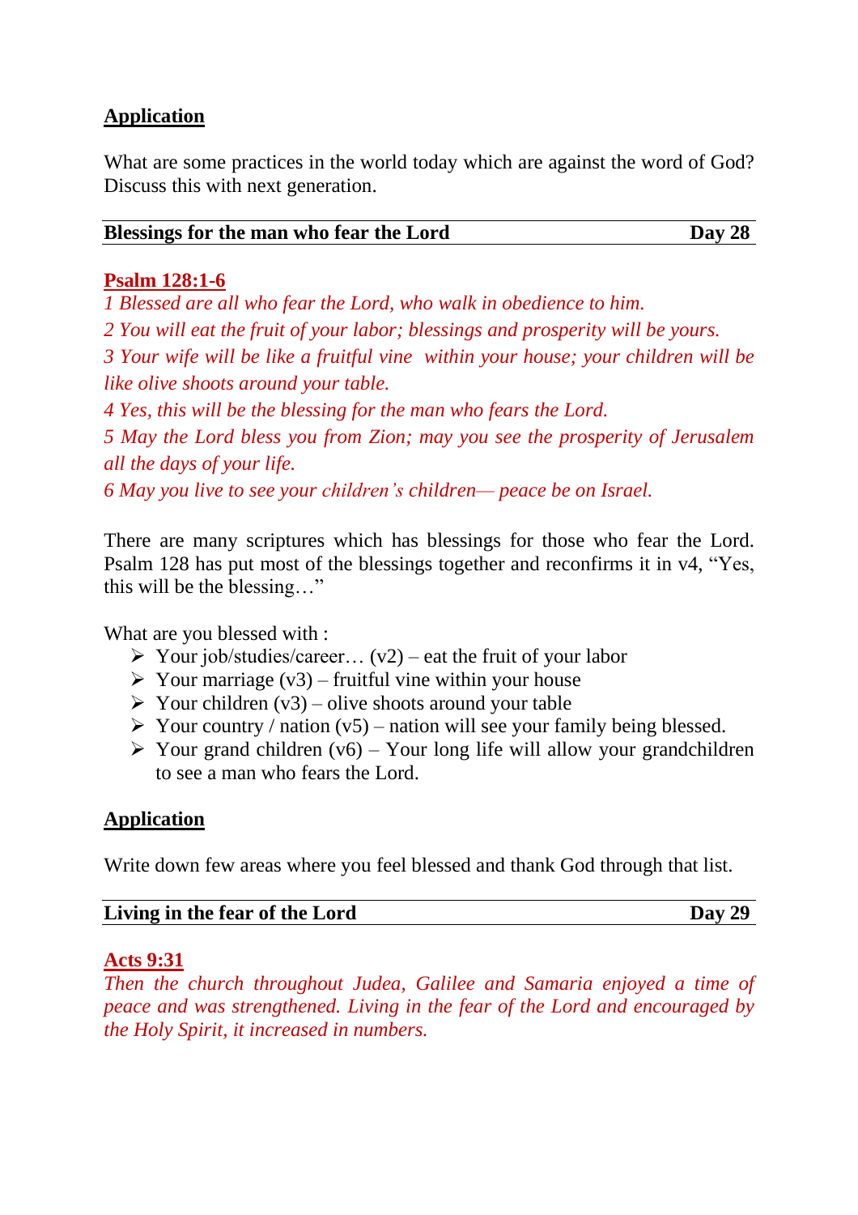## Application

What are some practices in the world today which are against the word of God? Discuss this with next generation.

**Blessings for the man who fear the Lord** **Day 28**

**Psalm 128:1-6**

*1 Blessed are all who fear the Lord, who walk in obedience to him.*

*2 You will eat the fruit of your labor; blessings and prosperity will be yours.*

*3 Your wife will be like a fruitful vine within your house; your children will be like olive shoots around your table.*

*4 Yes, this will be the blessing for the man who fears the Lord.*

*5 May the Lord bless you from Zion; may you see the prosperity of Jerusalem all the days of your life.*

*6 May you live to see your children's children— peace be on Israel.*

There are many scriptures which has blessings for those who fear the Lord. Psalm 128 has put most of the blessings together and reconfirms it in v4, "Yes, this will be the blessing…"

What are you blessed with :

- Your job/studies/career… (v2) – eat the fruit of your labor
- Your marriage (v3) – fruitful vine within your house
- Your children (v3) – olive shoots around your table
- Your country / nation (v5) – nation will see your family being blessed.
- Your grand children (v6) – Your long life will allow your grandchildren to see a man who fears the Lord.

## Application

Write down few areas where you feel blessed and thank God through that list.

**Living in the fear of the Lord** **Day 29**

**Acts 9:31**

*Then the church throughout Judea, Galilee and Samaria enjoyed a time of peace and was strengthened. Living in the fear of the Lord and encouraged by the Holy Spirit, it increased in numbers.*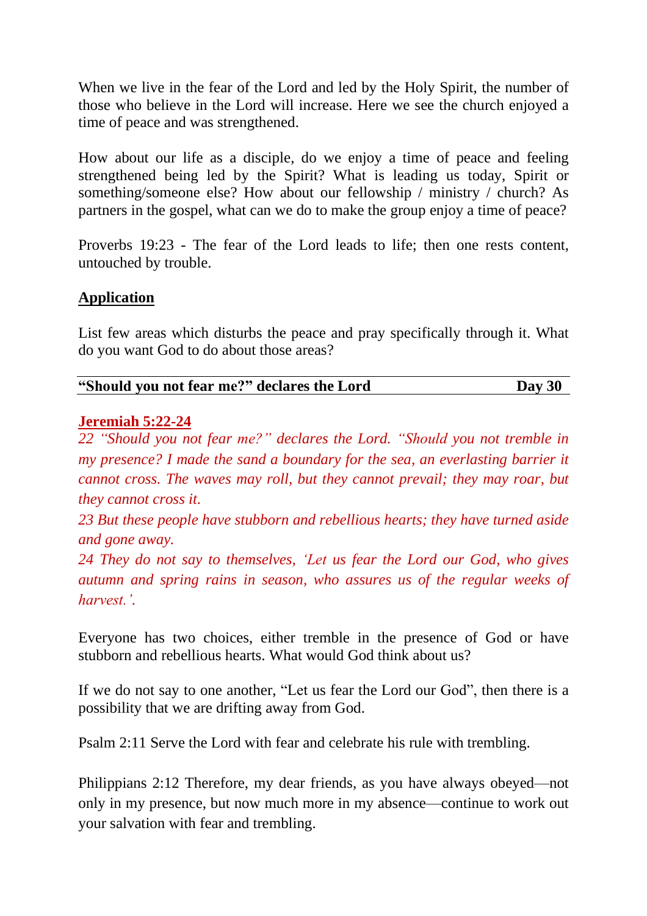When we live in the fear of the Lord and led by the Holy Spirit, the number of those who believe in the Lord will increase. Here we see the church enjoyed a time of peace and was strengthened.

How about our life as a disciple, do we enjoy a time of peace and feeling strengthened being led by the Spirit? What is leading us today, Spirit or something/someone else? How about our fellowship / ministry / church? As partners in the gospel, what can we do to make the group enjoy a time of peace?

Proverbs 19:23 - The fear of the Lord leads to life; then one rests content, untouched by trouble.

**Application**

List few areas which disturbs the peace and pray specifically through it. What do you want God to do about those areas?

## "Should you not fear me?" declares the Lord — Day 30

**Jeremiah 5:22-24**

*22 "Should you not fear me?" declares the Lord. "Should you not tremble in my presence? I made the sand a boundary for the sea, an everlasting barrier it cannot cross. The waves may roll, but they cannot prevail; they may roar, but they cannot cross it.*

*23 But these people have stubborn and rebellious hearts; they have turned aside and gone away.*

*24 They do not say to themselves, 'Let us fear the Lord our God, who gives autumn and spring rains in season, who assures us of the regular weeks of harvest.'.*

Everyone has two choices, either tremble in the presence of God or have stubborn and rebellious hearts. What would God think about us?

If we do not say to one another, "Let us fear the Lord our God", then there is a possibility that we are drifting away from God.

Psalm 2:11 Serve the Lord with fear and celebrate his rule with trembling.

Philippians 2:12 Therefore, my dear friends, as you have always obeyed—not only in my presence, but now much more in my absence—continue to work out your salvation with fear and trembling.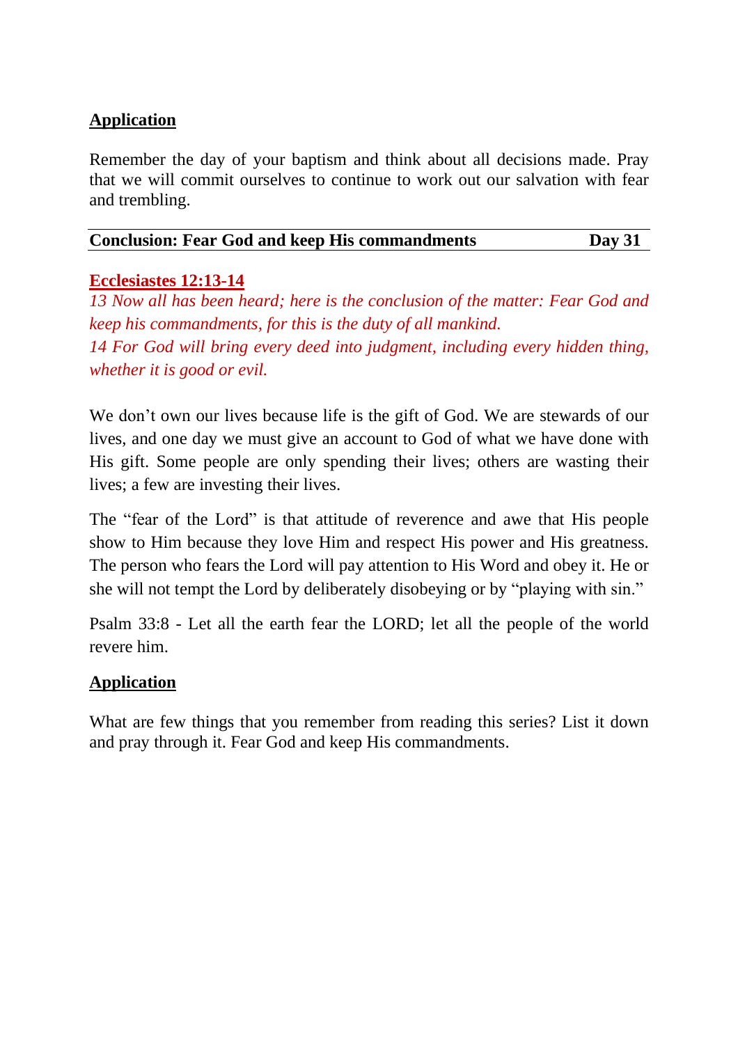**Application**

Remember the day of your baptism and think about all decisions made. Pray that we will commit ourselves to continue to work out our salvation with fear and trembling.

## Conclusion: Fear God and keep His commandments — Day 31

**Ecclesiastes 12:13-14**

*13 Now all has been heard; here is the conclusion of the matter: Fear God and keep his commandments, for this is the duty of all mankind.*
*14 For God will bring every deed into judgment, including every hidden thing, whether it is good or evil.*

We don't own our lives because life is the gift of God. We are stewards of our lives, and one day we must give an account to God of what we have done with His gift. Some people are only spending their lives; others are wasting their lives; a few are investing their lives.

The "fear of the Lord" is that attitude of reverence and awe that His people show to Him because they love Him and respect His power and His greatness. The person who fears the Lord will pay attention to His Word and obey it. He or she will not tempt the Lord by deliberately disobeying or by "playing with sin."

Psalm 33:8 - Let all the earth fear the LORD; let all the people of the world revere him.

**Application**

What are few things that you remember from reading this series? List it down and pray through it. Fear God and keep His commandments.